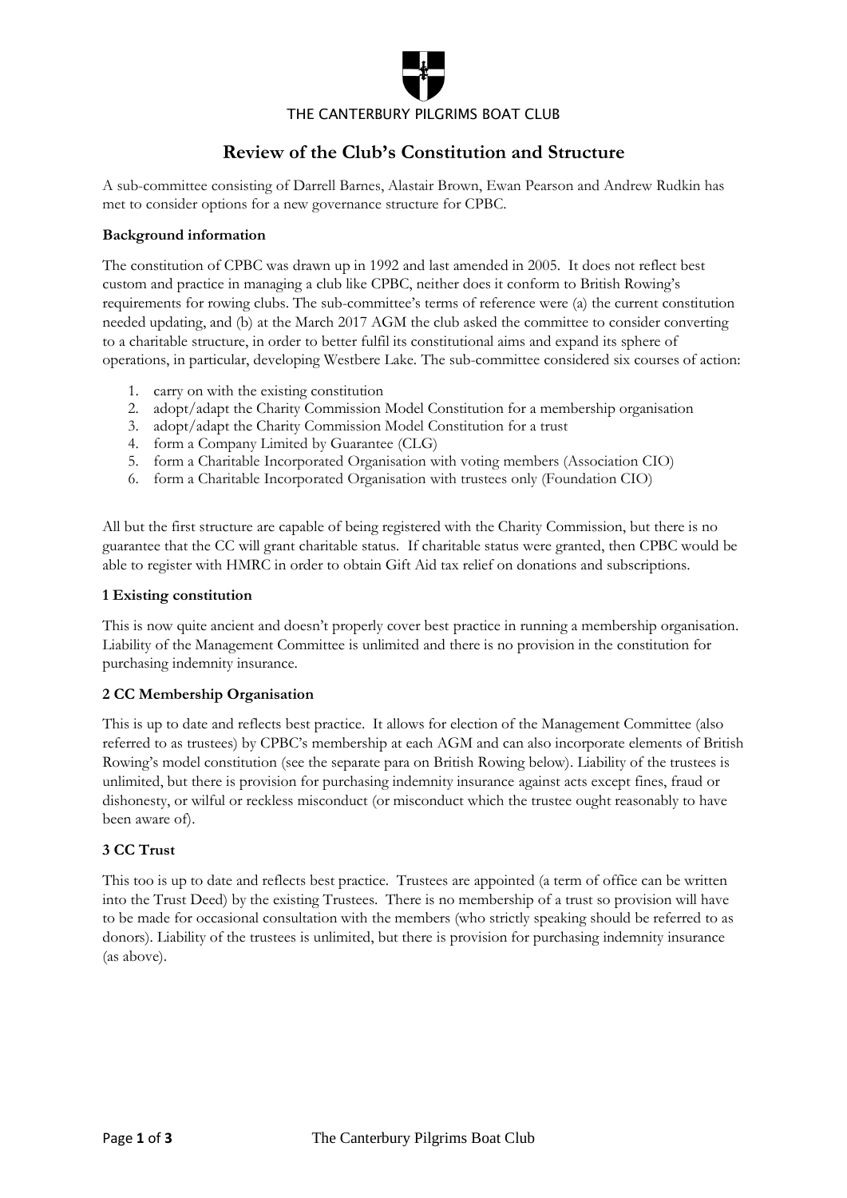THE CANTERBURY PILGRIMS BOAT CLUB

# Review of the Club's Constitution and Structure

A sub-committee consisting of Darrell Barnes, Alastair Brown, Ewan Pearson and Andrew Rudkin has met to consider options for a new governance structure for CPBC.

**Background information**

The constitution of CPBC was drawn up in 1992 and last amended in 2005. It does not reflect best custom and practice in managing a club like CPBC, neither does it conform to British Rowing's requirements for rowing clubs. The sub-committee's terms of reference were (a) the current constitution needed updating, and (b) at the March 2017 AGM the club asked the committee to consider converting to a charitable structure, in order to better fulfil its constitutional aims and expand its sphere of operations, in particular, developing Westbere Lake. The sub-committee considered six courses of action:

1. carry on with the existing constitution
2. adopt/adapt the Charity Commission Model Constitution for a membership organisation
3. adopt/adapt the Charity Commission Model Constitution for a trust
4. form a Company Limited by Guarantee (CLG)
5. form a Charitable Incorporated Organisation with voting members (Association CIO)
6. form a Charitable Incorporated Organisation with trustees only (Foundation CIO)

All but the first structure are capable of being registered with the Charity Commission, but there is no guarantee that the CC will grant charitable status. If charitable status were granted, then CPBC would be able to register with HMRC in order to obtain Gift Aid tax relief on donations and subscriptions.

**1 Existing constitution**

This is now quite ancient and doesn't properly cover best practice in running a membership organisation. Liability of the Management Committee is unlimited and there is no provision in the constitution for purchasing indemnity insurance.

**2 CC Membership Organisation**

This is up to date and reflects best practice. It allows for election of the Management Committee (also referred to as trustees) by CPBC's membership at each AGM and can also incorporate elements of British Rowing's model constitution (see the separate para on British Rowing below). Liability of the trustees is unlimited, but there is provision for purchasing indemnity insurance against acts except fines, fraud or dishonesty, or wilful or reckless misconduct (or misconduct which the trustee ought reasonably to have been aware of).

**3 CC Trust**

This too is up to date and reflects best practice. Trustees are appointed (a term of office can be written into the Trust Deed) by the existing Trustees. There is no membership of a trust so provision will have to be made for occasional consultation with the members (who strictly speaking should be referred to as donors). Liability of the trustees is unlimited, but there is provision for purchasing indemnity insurance (as above).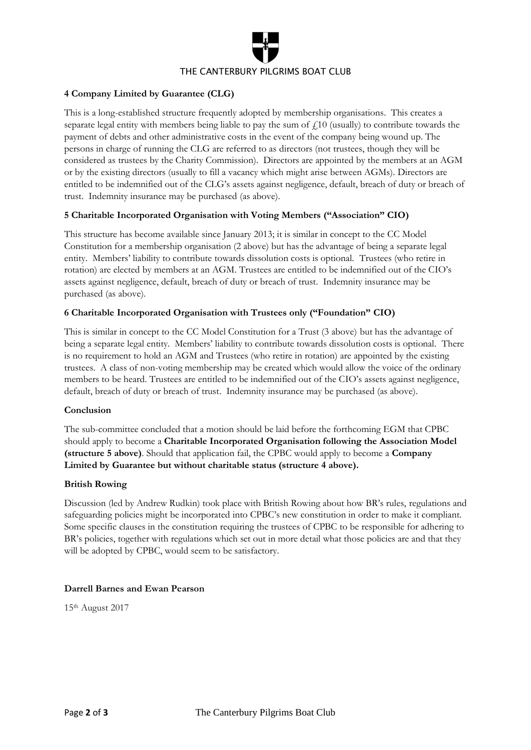**4 Company Limited by Guarantee (CLG)**

This is a long-established structure frequently adopted by membership organisations. This creates a separate legal entity with members being liable to pay the sum of £10 (usually) to contribute towards the payment of debts and other administrative costs in the event of the company being wound up. The persons in charge of running the CLG are referred to as directors (not trustees, though they will be considered as trustees by the Charity Commission). Directors are appointed by the members at an AGM or by the existing directors (usually to fill a vacancy which might arise between AGMs). Directors are entitled to be indemnified out of the CLG's assets against negligence, default, breach of duty or breach of trust. Indemnity insurance may be purchased (as above).

**5 Charitable Incorporated Organisation with Voting Members ("Association" CIO)**

This structure has become available since January 2013; it is similar in concept to the CC Model Constitution for a membership organisation (2 above) but has the advantage of being a separate legal entity. Members' liability to contribute towards dissolution costs is optional. Trustees (who retire in rotation) are elected by members at an AGM. Trustees are entitled to be indemnified out of the CIO's assets against negligence, default, breach of duty or breach of trust. Indemnity insurance may be purchased (as above).

**6 Charitable Incorporated Organisation with Trustees only ("Foundation" CIO)**

This is similar in concept to the CC Model Constitution for a Trust (3 above) but has the advantage of being a separate legal entity. Members' liability to contribute towards dissolution costs is optional. There is no requirement to hold an AGM and Trustees (who retire in rotation) are appointed by the existing trustees. A class of non-voting membership may be created which would allow the voice of the ordinary members to be heard. Trustees are entitled to be indemnified out of the CIO's assets against negligence, default, breach of duty or breach of trust. Indemnity insurance may be purchased (as above).

**Conclusion**

The sub-committee concluded that a motion should be laid before the forthcoming EGM that CPBC should apply to become a **Charitable Incorporated Organisation following the Association Model (structure 5 above)**. Should that application fail, the CPBC would apply to become a **Company Limited by Guarantee but without charitable status (structure 4 above).**

**British Rowing**

Discussion (led by Andrew Rudkin) took place with British Rowing about how BR's rules, regulations and safeguarding policies might be incorporated into CPBC's new constitution in order to make it compliant. Some specific clauses in the constitution requiring the trustees of CPBC to be responsible for adhering to BR's policies, together with regulations which set out in more detail what those policies are and that they will be adopted by CPBC, would seem to be satisfactory.

**Darrell Barnes and Ewan Pearson**

15th August 2017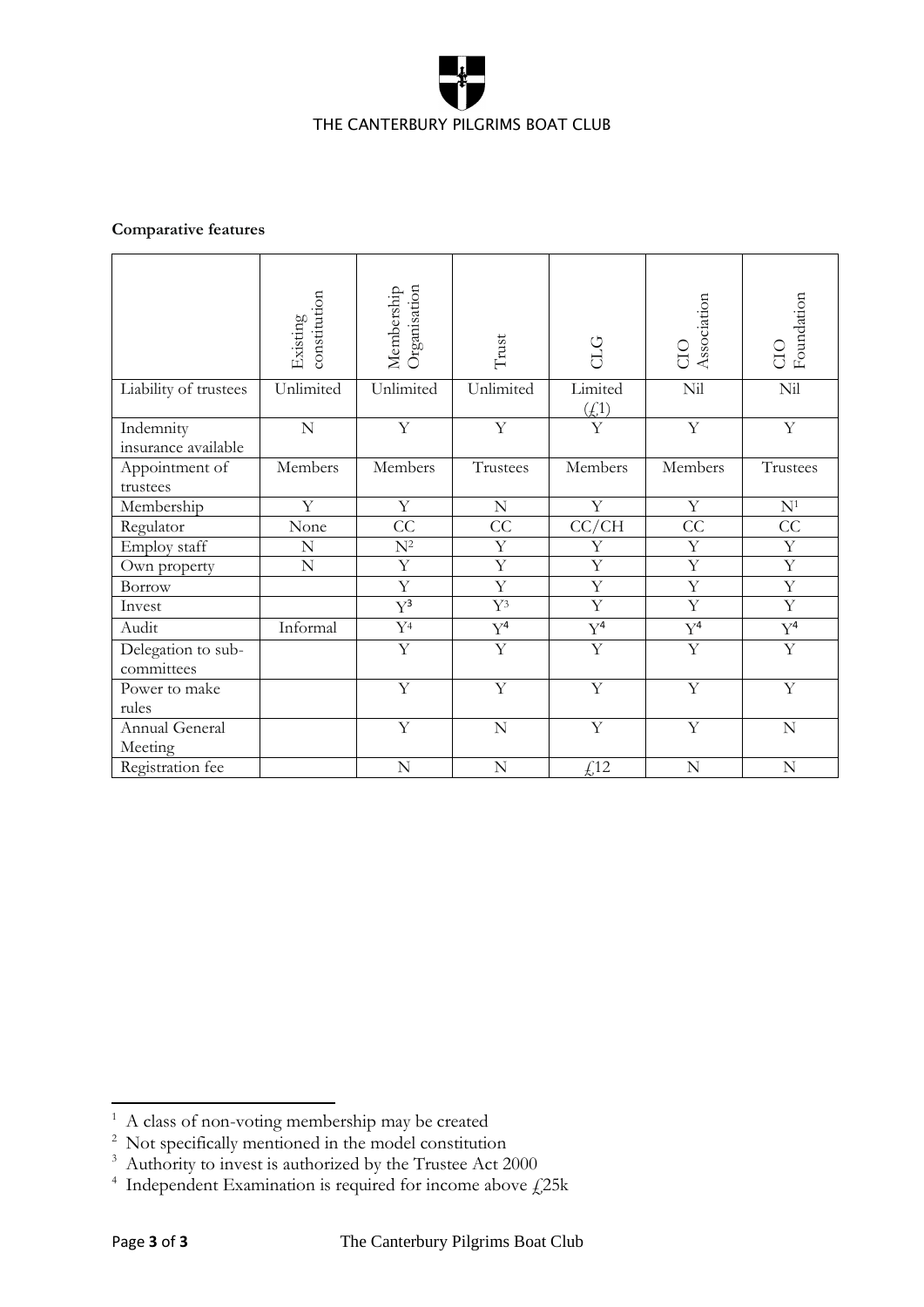**Comparative features**

| | Existing constitution | Membership Organisation | Trust | CLG | CIO Association | CIO Foundation |
|---|---|---|---|---|---|---|
| Liability of trustees | Unlimited | Unlimited | Unlimited | Limited (£1) | Nil | Nil |
| Indemnity insurance available | N | Y | Y | Y | Y | Y |
| Appointment of trustees | Members | Members | Trustees | Members | Members | Trustees |
| Membership | Y | Y | N | Y | Y | N[1] |
| Regulator | None | CC | CC | CC/CH | CC | CC |
| Employ staff | N | N[2] | Y | Y | Y | Y |
| Own property | N | Y | Y | Y | Y | Y |
| Borrow | | Y | Y | Y | Y | Y |
| Invest | | Y[3] | Y[3] | Y | Y | Y |
| Audit | Informal | Y[4] | Y[4] | Y[4] | Y[4] | Y[4] |
| Delegation to sub-committees | | Y | Y | Y | Y | Y |
| Power to make rules | | Y | Y | Y | Y | Y |
| Annual General Meeting | | Y | N | Y | Y | N |
| Registration fee | | N | N | £12 | N | N |

[1] A class of non-voting membership may be created

[2] Not specifically mentioned in the model constitution

[3] Authority to invest is authorized by the Trustee Act 2000

[4] Independent Examination is required for income above £25k